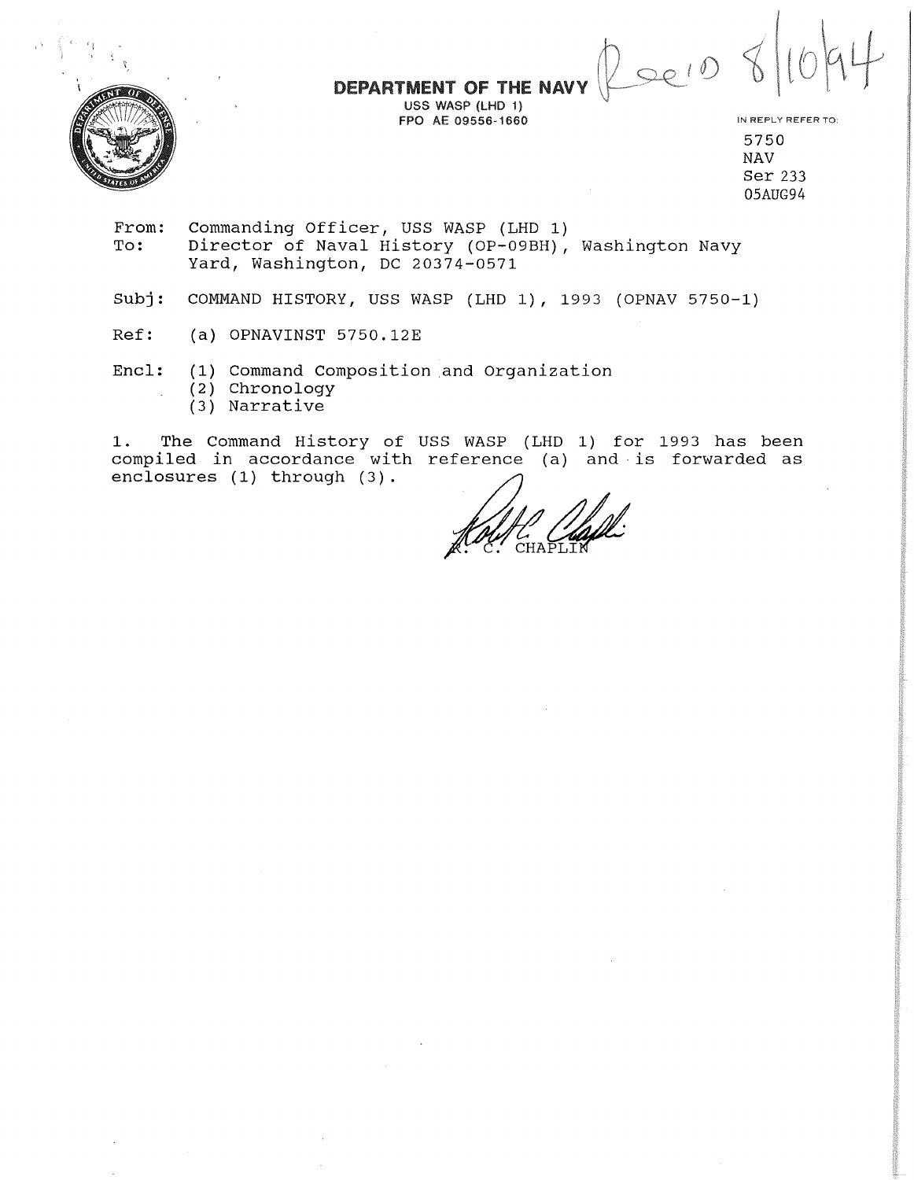**DEPARTMENT OF THE NAVY**
USS WASP (LHD 1)
FPO AE 09556-1660

Rec'd 8/10/94

IN REPLY REFER TO:
5750
NAV
Ser 233
05AUG94

From: Commanding Officer, USS WASP (LHD 1)
To: Director of Naval History (OP-09BH), Washington Navy Yard, Washington, DC 20374-0571

Subj: COMMAND HISTORY, USS WASP (LHD 1), 1993 (OPNAV 5750-1)

Ref: (a) OPNAVINST 5750.12E

Encl: (1) Command Composition and Organization
(2) Chronology
(3) Narrative

1. The Command History of USS WASP (LHD 1) for 1993 has been compiled in accordance with reference (a) and is forwarded as enclosures (1) through (3).

R. C. CHAPLIN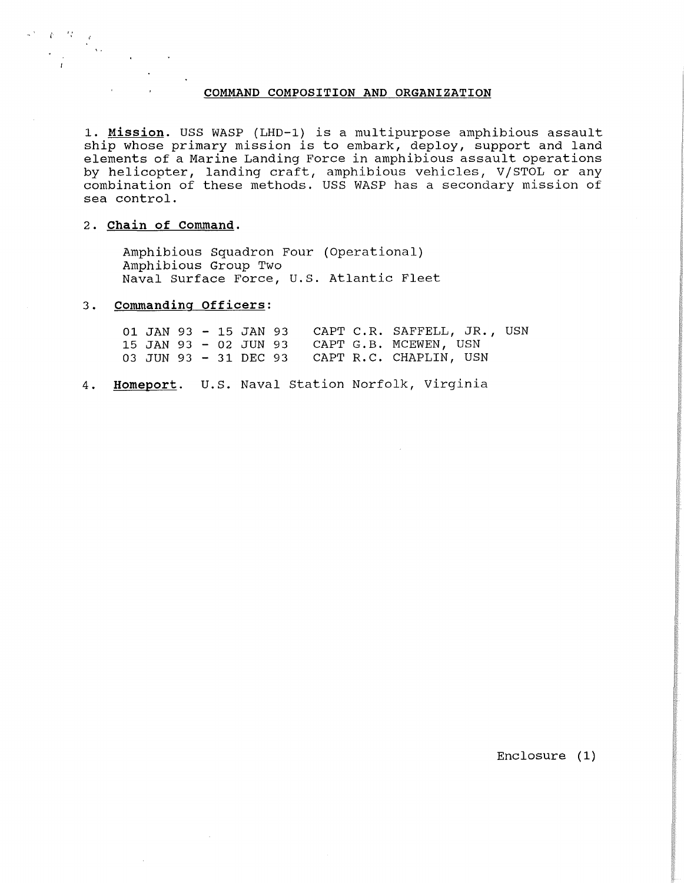# COMMAND COMPOSITION AND ORGANIZATION

1. **Mission**. USS WASP (LHD-1) is a multipurpose amphibious assault ship whose primary mission is to embark, deploy, support and land elements of a Marine Landing Force in amphibious assault operations by helicopter, landing craft, amphibious vehicles, V/STOL or any combination of these methods. USS WASP has a secondary mission of sea control.

2. **Chain of Command**.

   Amphibious Squadron Four (Operational)
   Amphibious Group Two
   Naval Surface Force, U.S. Atlantic Fleet

3. **Commanding Officers**:

| | |
|---|---|
| 01 JAN 93 - 15 JAN 93 | CAPT C.R. SAFFELL, JR., USN |
| 15 JAN 93 - 02 JUN 93 | CAPT G.B. MCEWEN, USN |
| 03 JUN 93 - 31 DEC 93 | CAPT R.C. CHAPLIN, USN |

4. **Homeport**. U.S. Naval Station Norfolk, Virginia

Enclosure (1)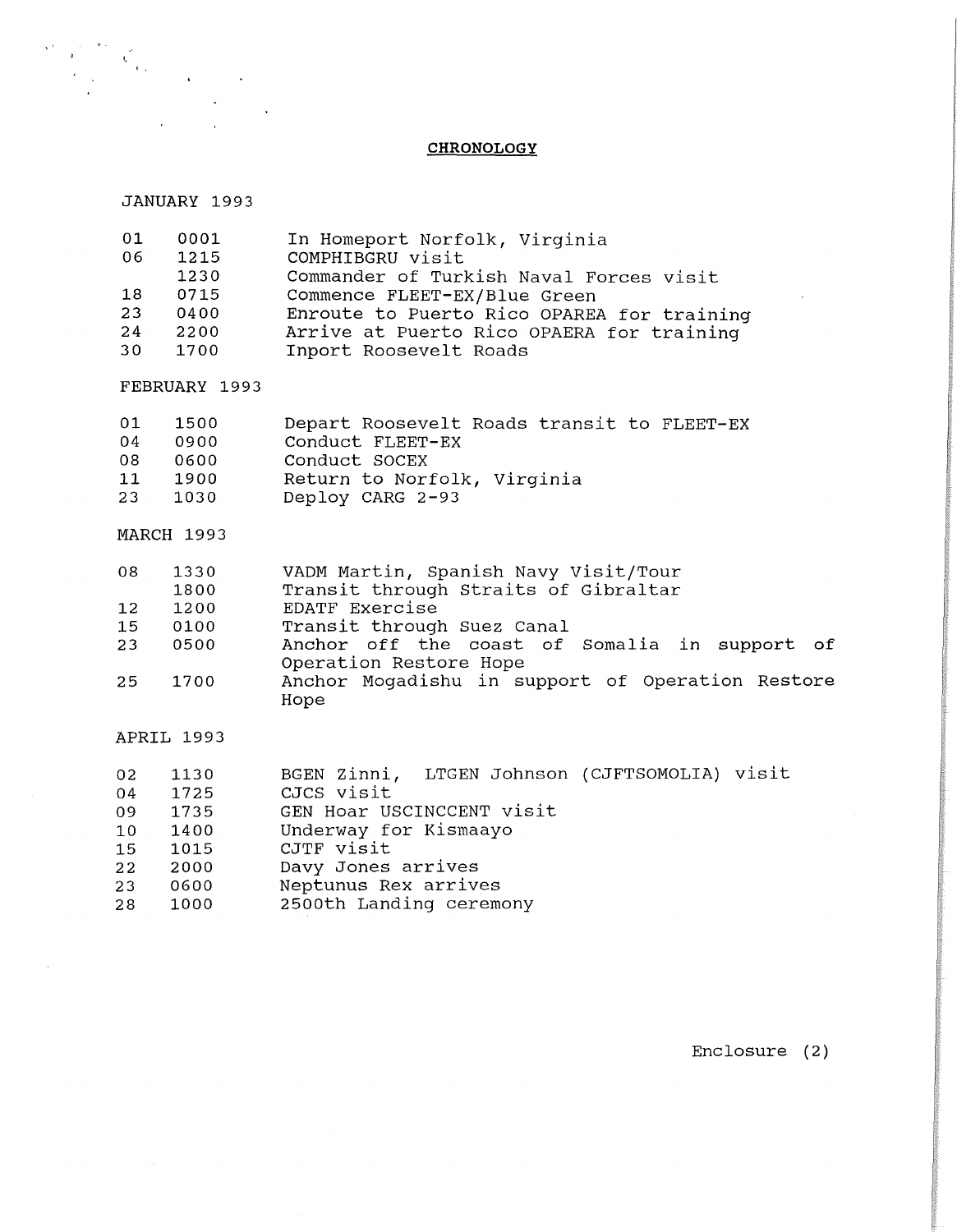## CHRONOLOGY

JANUARY 1993

| | | |
|---|---|---|
| 01 | 0001 | In Homeport Norfolk, Virginia |
| 06 | 1215 | COMPHIBGRU visit |
| | 1230 | Commander of Turkish Naval Forces visit |
| 18 | 0715 | Commence FLEET-EX/Blue Green |
| 23 | 0400 | Enroute to Puerto Rico OPAREA for training |
| 24 | 2200 | Arrive at Puerto Rico OPAERA for training |
| 30 | 1700 | Inport Roosevelt Roads |

FEBRUARY 1993

| | | |
|---|---|---|
| 01 | 1500 | Depart Roosevelt Roads transit to FLEET-EX |
| 04 | 0900 | Conduct FLEET-EX |
| 08 | 0600 | Conduct SOCEX |
| 11 | 1900 | Return to Norfolk, Virginia |
| 23 | 1030 | Deploy CARG 2-93 |

MARCH 1993

| | | |
|---|---|---|
| 08 | 1330 | VADM Martin, Spanish Navy Visit/Tour |
| | 1800 | Transit through Straits of Gibraltar |
| 12 | 1200 | EDATF Exercise |
| 15 | 0100 | Transit through Suez Canal |
| 23 | 0500 | Anchor off the coast of Somalia in support of Operation Restore Hope |
| 25 | 1700 | Anchor Mogadishu in support of Operation Restore Hope |

APRIL 1993

| | | |
|---|---|---|
| 02 | 1130 | BGEN Zinni, LTGEN Johnson (CJFTSOMOLIA) visit |
| 04 | 1725 | CJCS visit |
| 09 | 1735 | GEN Hoar USCINCCENT visit |
| 10 | 1400 | Underway for Kismaayo |
| 15 | 1015 | CJTF visit |
| 22 | 2000 | Davy Jones arrives |
| 23 | 0600 | Neptunus Rex arrives |
| 28 | 1000 | 2500th Landing ceremony |

Enclosure (2)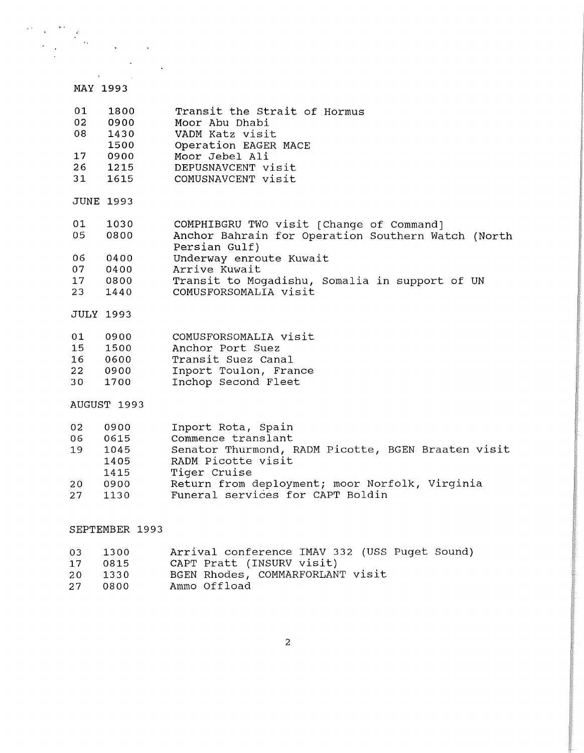MAY 1993

| | | |
|---|---|---|
| 01 | 1800 | Transit the Strait of Hormus |
| 02 | 0900 | Moor Abu Dhabi |
| 08 | 1430 | VADM Katz visit |
| | 1500 | Operation EAGER MACE |
| 17 | 0900 | Moor Jebel Ali |
| 26 | 1215 | DEPUSNAVCENT visit |
| 31 | 1615 | COMUSNAVCENT visit |

JUNE 1993

| | | |
|---|---|---|
| 01 | 1030 | COMPHIBGRU TWO visit [Change of Command] |
| 05 | 0800 | Anchor Bahrain for Operation Southern Watch (North Persian Gulf) |
| 06 | 0400 | Underway enroute Kuwait |
| 07 | 0400 | Arrive Kuwait |
| 17 | 0800 | Transit to Mogadishu, Somalia in support of UN |
| 23 | 1440 | COMUSFORSOMALIA visit |

JULY 1993

| | | |
|---|---|---|
| 01 | 0900 | COMUSFORSOMALIA visit |
| 15 | 1500 | Anchor Port Suez |
| 16 | 0600 | Transit Suez Canal |
| 22 | 0900 | Inport Toulon, France |
| 30 | 1700 | Inchop Second Fleet |

AUGUST 1993

| | | |
|---|---|---|
| 02 | 0900 | Inport Rota, Spain |
| 06 | 0615 | Commence translant |
| 19 | 1045 | Senator Thurmond, RADM Picotte, BGEN Braaten visit |
| | 1405 | RADM Picotte visit |
| | 1415 | Tiger Cruise |
| 20 | 0900 | Return from deployment; moor Norfolk, Virginia |
| 27 | 1130 | Funeral services for CAPT Boldin |

SEPTEMBER 1993

| | | |
|---|---|---|
| 03 | 1300 | Arrival conference IMAV 332 (USS Puget Sound) |
| 17 | 0815 | CAPT Pratt (INSURV visit) |
| 20 | 1330 | BGEN Rhodes, COMMARFORLANT visit |
| 27 | 0800 | Ammo Offload |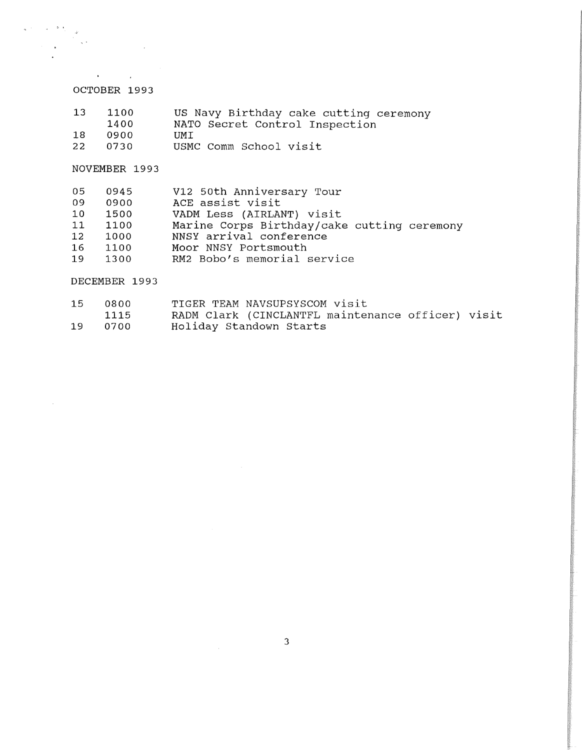OCTOBER 1993

| | | |
|---|---|---|
| 13 | 1100 | US Navy Birthday cake cutting ceremony |
| | 1400 | NATO Secret Control Inspection |
| 18 | 0900 | UMI |
| 22 | 0730 | USMC Comm School visit |

NOVEMBER 1993

| | | |
|---|---|---|
| 05 | 0945 | V12 50th Anniversary Tour |
| 09 | 0900 | ACE assist visit |
| 10 | 1500 | VADM Less (AIRLANT) visit |
| 11 | 1100 | Marine Corps Birthday/cake cutting ceremony |
| 12 | 1000 | NNSY arrival conference |
| 16 | 1100 | Moor NNSY Portsmouth |
| 19 | 1300 | RM2 Bobo's memorial service |

DECEMBER 1993

| | | |
|---|---|---|
| 15 | 0800 | TIGER TEAM NAVSUPSYSCOM visit |
| | 1115 | RADM Clark (CINCLANTFL maintenance officer) visit |
| 19 | 0700 | Holiday Standown Starts |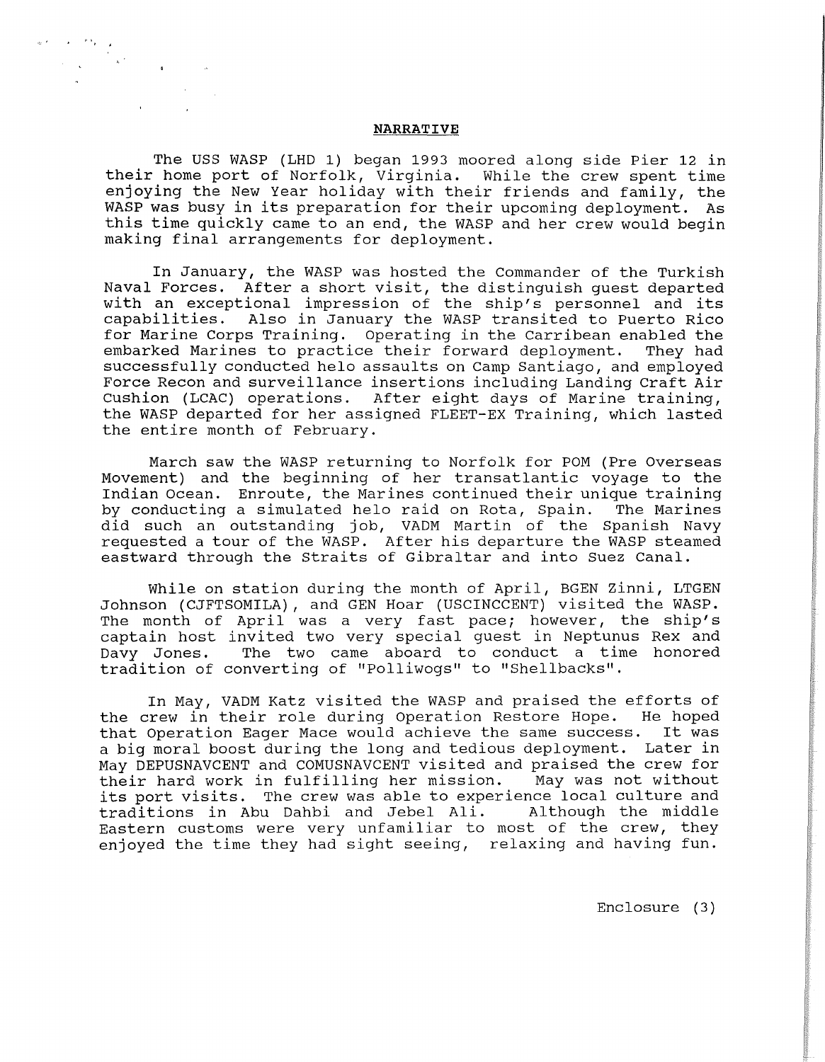## NARRATIVE

The USS WASP (LHD 1) began 1993 moored along side Pier 12 in their home port of Norfolk, Virginia. While the crew spent time enjoying the New Year holiday with their friends and family, the WASP was busy in its preparation for their upcoming deployment. As this time quickly came to an end, the WASP and her crew would begin making final arrangements for deployment.

In January, the WASP was hosted the Commander of the Turkish Naval Forces. After a short visit, the distinguish guest departed with an exceptional impression of the ship's personnel and its capabilities. Also in January the WASP transited to Puerto Rico for Marine Corps Training. Operating in the Carribean enabled the embarked Marines to practice their forward deployment. They had successfully conducted helo assaults on Camp Santiago, and employed Force Recon and surveillance insertions including Landing Craft Air Cushion (LCAC) operations. After eight days of Marine training, the WASP departed for her assigned FLEET-EX Training, which lasted the entire month of February.

March saw the WASP returning to Norfolk for POM (Pre Overseas Movement) and the beginning of her transatlantic voyage to the Indian Ocean. Enroute, the Marines continued their unique training by conducting a simulated helo raid on Rota, Spain. The Marines did such an outstanding job, VADM Martin of the Spanish Navy requested a tour of the WASP. After his departure the WASP steamed eastward through the Straits of Gibraltar and into Suez Canal.

While on station during the month of April, BGEN Zinni, LTGEN Johnson (CJFTSOMILA), and GEN Hoar (USCINCCENT) visited the WASP. The month of April was a very fast pace; however, the ship's captain host invited two very special guest in Neptunus Rex and Davy Jones. The two came aboard to conduct a time honored tradition of converting of "Polliwogs" to "Shellbacks".

In May, VADM Katz visited the WASP and praised the efforts of the crew in their role during Operation Restore Hope. He hoped that Operation Eager Mace would achieve the same success. It was a big moral boost during the long and tedious deployment. Later in May DEPUSNAVCENT and COMUSNAVCENT visited and praised the crew for their hard work in fulfilling her mission. May was not without its port visits. The crew was able to experience local culture and traditions in Abu Dahbi and Jebel Ali. Although the middle Eastern customs were very unfamiliar to most of the crew, they enjoyed the time they had sight seeing, relaxing and having fun.

Enclosure (3)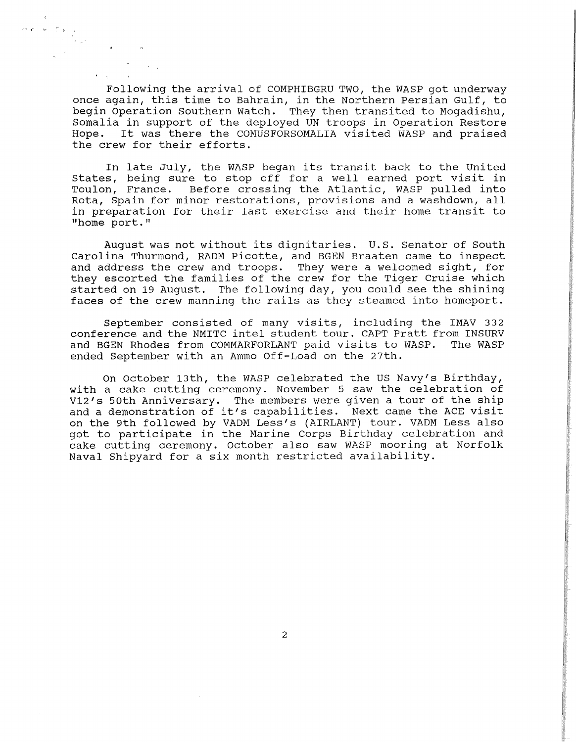Following the arrival of COMPHIBGRU TWO, the WASP got underway once again, this time to Bahrain, in the Northern Persian Gulf, to begin Operation Southern Watch. They then transited to Mogadishu, Somalia in support of the deployed UN troops in Operation Restore Hope. It was there the COMUSFORSOMALIA visited WASP and praised the crew for their efforts.

In late July, the WASP began its transit back to the United States, being sure to stop off for a well earned port visit in Toulon, France. Before crossing the Atlantic, WASP pulled into Rota, Spain for minor restorations, provisions and a washdown, all in preparation for their last exercise and their home transit to "home port."

August was not without its dignitaries. U.S. Senator of South Carolina Thurmond, RADM Picotte, and BGEN Braaten came to inspect and address the crew and troops. They were a welcomed sight, for they escorted the families of the crew for the Tiger Cruise which started on 19 August. The following day, you could see the shining faces of the crew manning the rails as they steamed into homeport.

September consisted of many visits, including the IMAV 332 conference and the NMITC intel student tour. CAPT Pratt from INSURV and BGEN Rhodes from COMMARFORLANT paid visits to WASP. The WASP ended September with an Ammo Off-Load on the 27th.

On October 13th, the WASP celebrated the US Navy's Birthday, with a cake cutting ceremony. November 5 saw the celebration of V12's 50th Anniversary. The members were given a tour of the ship and a demonstration of it's capabilities. Next came the ACE visit on the 9th followed by VADM Less's (AIRLANT) tour. VADM Less also got to participate in the Marine Corps Birthday celebration and cake cutting ceremony. October also saw WASP mooring at Norfolk Naval Shipyard for a six month restricted availability.